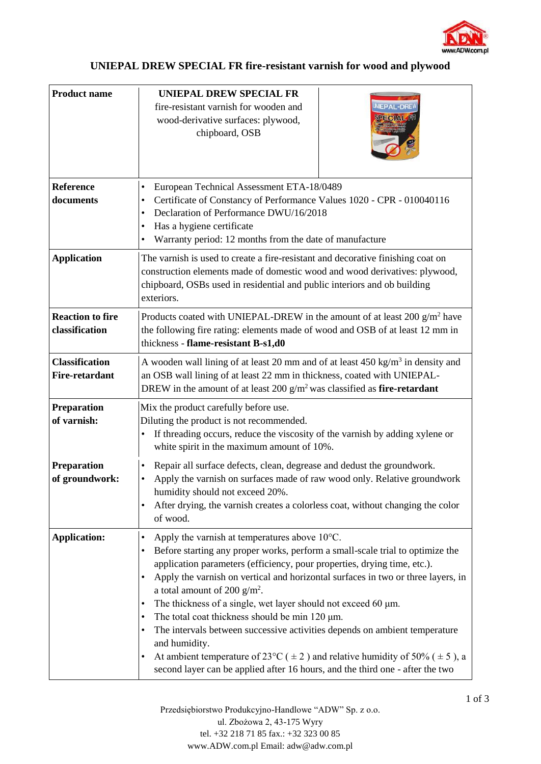# UNIEPAL DREW SPECIAL FR fire-resistant varnish for wood and plywood

| | |
|---|---|
| **Product name** | **UNIEPAL DREW SPECIAL FR**<br>fire-resistant varnish for wooden and wood-derivative surfaces: plywood, chipboard, OSB |
| **Reference documents** | • European Technical Assessment ETA-18/0489<br>• Certificate of Constancy of Performance Values 1020 - CPR - 010040116<br>• Declaration of Performance DWU/16/2018<br>• Has a hygiene certificate<br>• Warranty period: 12 months from the date of manufacture |
| **Application** | The varnish is used to create a fire-resistant and decorative finishing coat on construction elements made of domestic wood and wood derivatives: plywood, chipboard, OSBs used in residential and public interiors and ob building exteriors. |
| **Reaction to fire classification** | Products coated with UNIEPAL-DREW in the amount of at least 200 g/m$^2$ have the following fire rating: elements made of wood and OSB of at least 12 mm in thickness - **flame-resistant B-s1,d0** |
| **Classification Fire-retardant** | A wooden wall lining of at least 20 mm and of at least 450 kg/m$^3$ in density and an OSB wall lining of at least 22 mm in thickness, coated with UNIEPAL-DREW in the amount of at least 200 g/m$^2$ was classified as **fire-retardant** |
| **Preparation of varnish:** | Mix the product carefully before use.<br>Diluting the product is not recommended.<br>• If threading occurs, reduce the viscosity of the varnish by adding xylene or white spirit in the maximum amount of 10%. |
| **Preparation of groundwork:** | • Repair all surface defects, clean, degrease and dedust the groundwork.<br>• Apply the varnish on surfaces made of raw wood only. Relative groundwork humidity should not exceed 20%.<br>• After drying, the varnish creates a colorless coat, without changing the color of wood. |
| **Application:** | • Apply the varnish at temperatures above 10°C.<br>• Before starting any proper works, perform a small-scale trial to optimize the application parameters (efficiency, pour properties, drying time, etc.).<br>• Apply the varnish on vertical and horizontal surfaces in two or three layers, in a total amount of 200 g/m$^2$.<br>• The thickness of a single, wet layer should not exceed 60 µm.<br>• The total coat thickness should be min 120 µm.<br>• The intervals between successive activities depends on ambient temperature and humidity.<br>• At ambient temperature of 23°C ( ± 2 ) and relative humidity of 50% ( ± 5 ), a second layer can be applied after 16 hours, and the third one - after the two |

Przedsiębiorstwo Produkcyjno-Handlowe "ADW" Sp. z o.o.
ul. Zbożowa 2, 43-175 Wyry
tel. +32 218 71 85 fax.: +32 323 00 85
www.ADW.com.pl Email: adw@adw.com.pl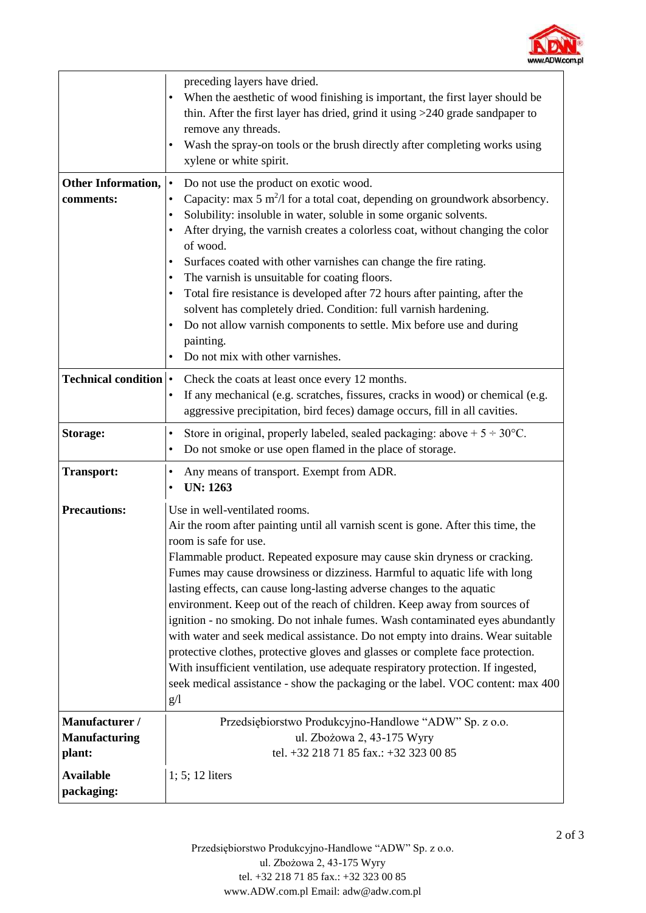| | |
|---|---|
| | preceding layers have dried.<br>• When the aesthetic of wood finishing is important, the first layer should be thin. After the first layer has dried, grind it using >240 grade sandpaper to remove any threads.<br>• Wash the spray-on tools or the brush directly after completing works using xylene or white spirit. |
| **Other Information, comments:** | • Do not use the product on exotic wood.<br>• Capacity: max 5 $m^2$/l for a total coat, depending on groundwork absorbency.<br>• Solubility: insoluble in water, soluble in some organic solvents.<br>• After drying, the varnish creates a colorless coat, without changing the color of wood.<br>• Surfaces coated with other varnishes can change the fire rating.<br>• The varnish is unsuitable for coating floors.<br>• Total fire resistance is developed after 72 hours after painting, after the solvent has completely dried. Condition: full varnish hardening.<br>• Do not allow varnish components to settle. Mix before use and during painting.<br>• Do not mix with other varnishes. |
| **Technical condition** | • Check the coats at least once every 12 months.<br>• If any mechanical (e.g. scratches, fissures, cracks in wood) or chemical (e.g. aggressive precipitation, bird feces) damage occurs, fill in all cavities. |
| **Storage:** | • Store in original, properly labeled, sealed packaging: above + 5 ÷ 30°C.<br>• Do not smoke or use open flamed in the place of storage. |
| **Transport:** | • Any means of transport. Exempt from ADR.<br>• **UN: 1263** |
| **Precautions:** | Use in well-ventilated rooms.<br>Air the room after painting until all varnish scent is gone. After this time, the room is safe for use.<br>Flammable product. Repeated exposure may cause skin dryness or cracking. Fumes may cause drowsiness or dizziness. Harmful to aquatic life with long lasting effects, can cause long-lasting adverse changes to the aquatic environment. Keep out of the reach of children. Keep away from sources of ignition - no smoking. Do not inhale fumes. Wash contaminated eyes abundantly with water and seek medical assistance. Do not empty into drains. Wear suitable protective clothes, protective gloves and glasses or complete face protection. With insufficient ventilation, use adequate respiratory protection. If ingested, seek medical assistance - show the packaging or the label. VOC content: max 400 g/l |
| **Manufacturer / Manufacturing plant:** | Przedsiębiorstwo Produkcyjno-Handlowe "ADW" Sp. z o.o.<br>ul. Zbożowa 2, 43-175 Wyry<br>tel. +32 218 71 85 fax.: +32 323 00 85 |
| **Available packaging:** | 1; 5; 12 liters |

Przedsiębiorstwo Produkcyjno-Handlowe "ADW" Sp. z o.o.
ul. Zbożowa 2, 43-175 Wyry
tel. +32 218 71 85 fax.: +32 323 00 85
www.ADW.com.pl Email: adw@adw.com.pl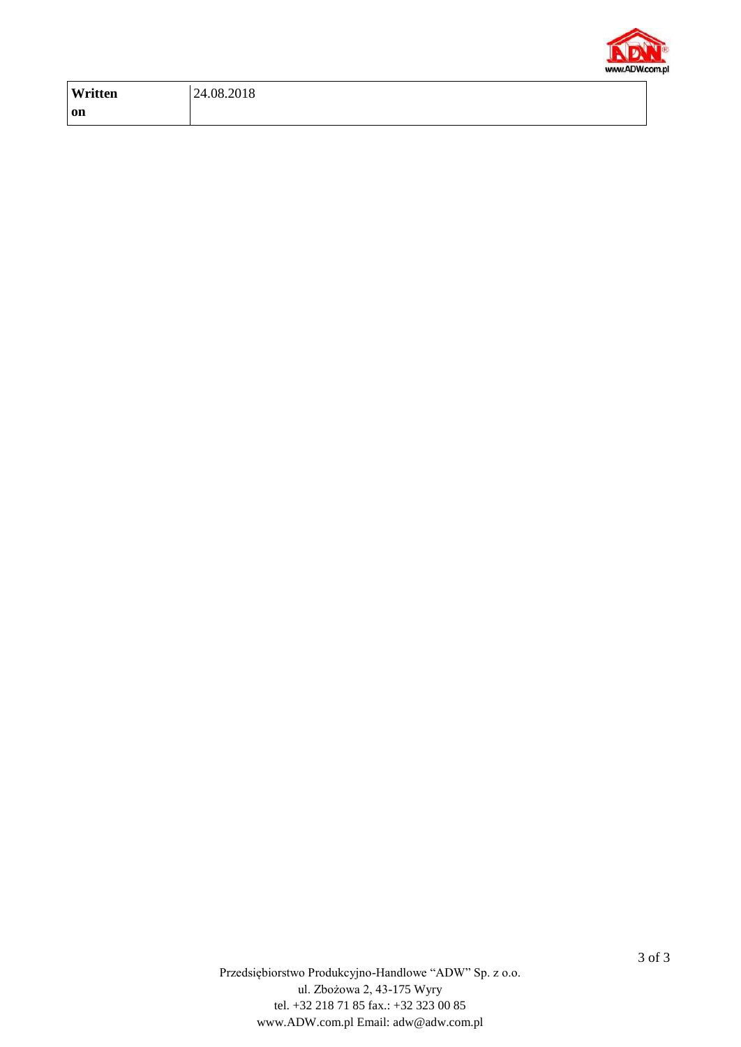| | |
|---|---|
| **Written on** | 24.08.2018 |

Przedsiębiorstwo Produkcyjno-Handlowe "ADW" Sp. z o.o.
ul. Zbożowa 2, 43-175 Wyry
tel. +32 218 71 85 fax.: +32 323 00 85
www.ADW.com.pl Email: adw@adw.com.pl